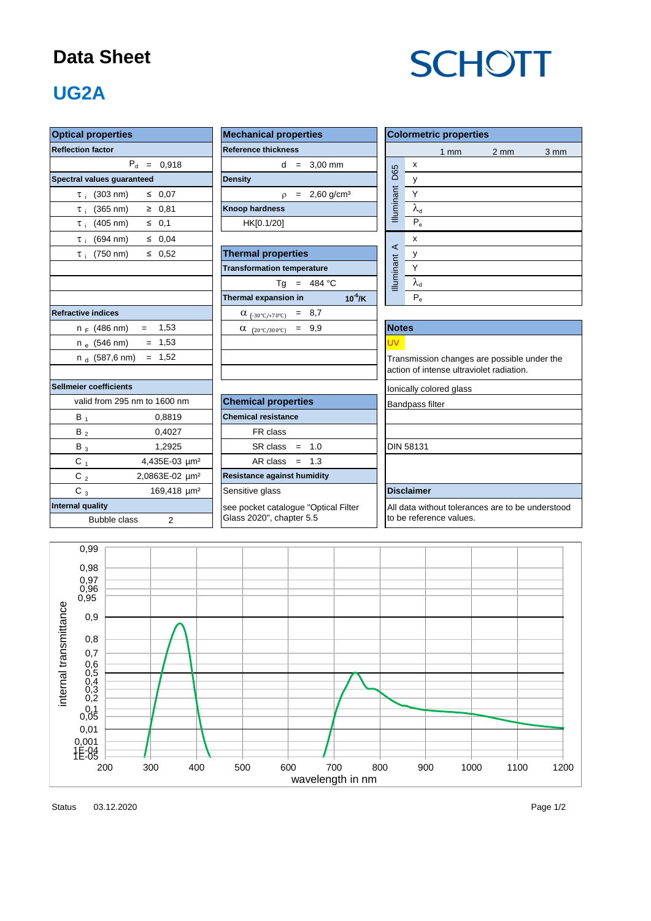# Data Sheet

**SCHOTT**

## UG2A

### Optical properties

| Reflection factor | | |
|---|---|---|
| $P_d$ | = | 0,918 |

| Spectral values guaranteed | | |
|---|---|---|
| $\tau_i$ (303 nm) | ≤ | 0,07 |
| $\tau_i$ (365 nm) | ≥ | 0,81 |
| $\tau_i$ (405 nm) | ≤ | 0,1 |
| $\tau_i$ (694 nm) | ≤ | 0,04 |
| $\tau_i$ (750 nm) | ≤ | 0,52 |

| Refractive indices | | |
|---|---|---|
| $n_F$ (486 nm) | = | 1,53 |
| $n_e$ (546 nm) | = | 1,53 |
| $n_d$ (587,6 nm) | = | 1,52 |

| Sellmeier coefficients | |
|---|---|
| valid from 295 nm to 1600 nm | |
| $B_1$ | 0,8819 |
| $B_2$ | 0,4027 |
| $B_3$ | 1,2925 |
| $C_1$ | 4,435E-03 µm² |
| $C_2$ | 2,0863E-02 µm² |
| $C_3$ | 169,418 µm² |

| Internal quality | |
|---|---|
| Bubble class | 2 |

### Mechanical properties

| Reference thickness | | |
|---|---|---|
| d | = | 3,00 mm |

| Density | | |
|---|---|---|
| $\rho$ | = | 2,60 g/cm³ |

| Knoop hardness |
|---|
| HK[0.1/20] |

### Thermal properties

| Transformation temperature | | |
|---|---|---|
| Tg | = | 484 °C |

| Thermal expansion in $10^{-6}$/K | | |
|---|---|---|
| $\alpha_{(-30°C/+70°C)}$ | = | 8,7 |
| $\alpha_{(20°C/300°C)}$ | = | 9,9 |

### Chemical properties

| Chemical resistance | | |
|---|---|---|
| FR class | | |
| SR class | = | 1.0 |
| AR class | = | 1.3 |

| Resistance against humidity |
|---|
| Sensitive glass |
| see pocket catalogue "Optical Filter Glass 2020", chapter 5.5 |

### Colormetric properties

| | | 1 mm | 2 mm | 3 mm |
|---|---|---|---|---|
| Illuminant D65 | x | | | |
| | y | | | |
| | Y | | | |
| | $\lambda_d$ | | | |
| | $P_e$ | | | |
| Illuminant A | x | | | |
| | y | | | |
| | Y | | | |
| | $\lambda_d$ | | | |
| | $P_e$ | | | |

### Notes

UV

Transmission changes are possible under the action of intense ultraviolet radiation.

Ionically colored glass

Bandpass filter

DIN 58131

### Disclaimer

All data without tolerances are to be understood to be reference values.

Status 03.12.2020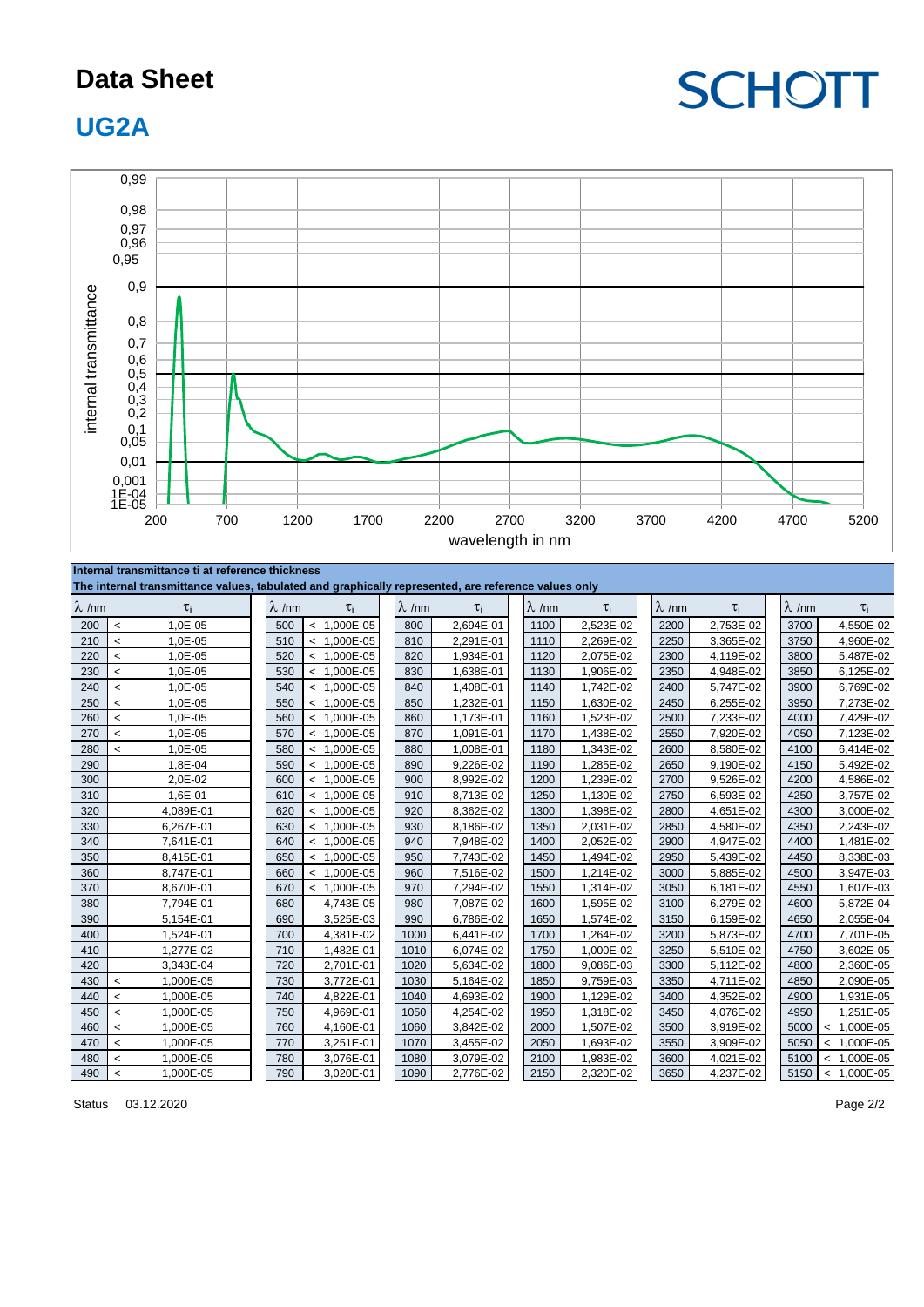# Data Sheet

SCHOTT

## UG2A

0,99
0,98
0,97
0,96
0,95
0,9
0,8
0,7
0,6
0,5
0,4
0,3
0,2
0,1
0,05
0,01
0,001
1E-04
1E-05

internal transmittance

200 700 1200 1700 2200 2700 3200 3700 4200 4700 5200

wavelength in nm

**Internal transmittance ti at reference thickness**

**The internal transmittance values, tabulated and graphically represented, are reference values only**

| λ /nm | | $\tau_i$ | λ /nm | | $\tau_i$ | λ /nm | $\tau_i$ | λ /nm | $\tau_i$ | λ /nm | $\tau_i$ | λ /nm | | $\tau_i$ |
|---|---|---|---|---|---|---|---|---|---|---|---|---|---|---|
| 200 | < | 1,0E-05 | 500 | < | 1,000E-05 | 800 | 2,694E-01 | 1100 | 2,523E-02 | 2200 | 2,753E-02 | 3700 | | 4,550E-02 |
| 210 | < | 1,0E-05 | 510 | < | 1,000E-05 | 810 | 2,291E-01 | 1110 | 2,269E-02 | 2250 | 3,365E-02 | 3750 | | 4,960E-02 |
| 220 | < | 1,0E-05 | 520 | < | 1,000E-05 | 820 | 1,934E-01 | 1120 | 2,075E-02 | 2300 | 4,119E-02 | 3800 | | 5,487E-02 |
| 230 | < | 1,0E-05 | 530 | < | 1,000E-05 | 830 | 1,638E-01 | 1130 | 1,906E-02 | 2350 | 4,948E-02 | 3850 | | 6,125E-02 |
| 240 | < | 1,0E-05 | 540 | < | 1,000E-05 | 840 | 1,408E-01 | 1140 | 1,742E-02 | 2400 | 5,747E-02 | 3900 | | 6,769E-02 |
| 250 | < | 1,0E-05 | 550 | < | 1,000E-05 | 850 | 1,232E-01 | 1150 | 1,630E-02 | 2450 | 6,255E-02 | 3950 | | 7,273E-02 |
| 260 | < | 1,0E-05 | 560 | < | 1,000E-05 | 860 | 1,173E-01 | 1160 | 1,523E-02 | 2500 | 7,233E-02 | 4000 | | 7,429E-02 |
| 270 | < | 1,0E-05 | 570 | < | 1,000E-05 | 870 | 1,091E-01 | 1170 | 1,438E-02 | 2550 | 7,920E-02 | 4050 | | 7,123E-02 |
| 280 | < | 1,0E-05 | 580 | < | 1,000E-05 | 880 | 1,008E-01 | 1180 | 1,343E-02 | 2600 | 8,580E-02 | 4100 | | 6,414E-02 |
| 290 | | 1,8E-04 | 590 | < | 1,000E-05 | 890 | 9,226E-02 | 1190 | 1,285E-02 | 2650 | 9,190E-02 | 4150 | | 5,492E-02 |
| 300 | | 2,0E-02 | 600 | < | 1,000E-05 | 900 | 8,992E-02 | 1200 | 1,239E-02 | 2700 | 9,526E-02 | 4200 | | 4,586E-02 |
| 310 | | 1,6E-01 | 610 | < | 1,000E-05 | 910 | 8,713E-02 | 1250 | 1,130E-02 | 2750 | 6,593E-02 | 4250 | | 3,757E-02 |
| 320 | | 4,089E-01 | 620 | < | 1,000E-05 | 920 | 8,362E-02 | 1300 | 1,398E-02 | 2800 | 4,651E-02 | 4300 | | 3,000E-02 |
| 330 | | 6,267E-01 | 630 | < | 1,000E-05 | 930 | 8,186E-02 | 1350 | 2,031E-02 | 2850 | 4,580E-02 | 4350 | | 2,243E-02 |
| 340 | | 7,641E-01 | 640 | < | 1,000E-05 | 940 | 7,948E-02 | 1400 | 2,052E-02 | 2900 | 4,947E-02 | 4400 | | 1,481E-02 |
| 350 | | 8,415E-01 | 650 | < | 1,000E-05 | 950 | 7,743E-02 | 1450 | 1,494E-02 | 2950 | 5,439E-02 | 4450 | | 8,338E-03 |
| 360 | | 8,747E-01 | 660 | < | 1,000E-05 | 960 | 7,516E-02 | 1500 | 1,214E-02 | 3000 | 5,885E-02 | 4500 | | 3,947E-03 |
| 370 | | 8,670E-01 | 670 | < | 1,000E-05 | 970 | 7,294E-02 | 1550 | 1,314E-02 | 3050 | 6,181E-02 | 4550 | | 1,607E-03 |
| 380 | | 7,794E-01 | 680 | | 4,743E-05 | 980 | 7,087E-02 | 1600 | 1,595E-02 | 3100 | 6,279E-02 | 4600 | | 5,872E-04 |
| 390 | | 5,154E-01 | 690 | | 3,525E-03 | 990 | 6,786E-02 | 1650 | 1,574E-02 | 3150 | 6,159E-02 | 4650 | | 2,055E-04 |
| 400 | | 1,524E-01 | 700 | | 4,381E-02 | 1000 | 6,441E-02 | 1700 | 1,264E-02 | 3200 | 5,873E-02 | 4700 | | 7,701E-05 |
| 410 | | 1,277E-02 | 710 | | 1,482E-01 | 1010 | 6,074E-02 | 1750 | 1,000E-02 | 3250 | 5,510E-02 | 4750 | | 3,602E-05 |
| 420 | | 3,343E-04 | 720 | | 2,701E-01 | 1020 | 5,634E-02 | 1800 | 9,086E-03 | 3300 | 5,112E-02 | 4800 | | 2,360E-05 |
| 430 | < | 1,000E-05 | 730 | | 3,772E-01 | 1030 | 5,164E-02 | 1850 | 9,759E-03 | 3350 | 4,711E-02 | 4850 | | 2,090E-05 |
| 440 | < | 1,000E-05 | 740 | | 4,822E-01 | 1040 | 4,693E-02 | 1900 | 1,129E-02 | 3400 | 4,352E-02 | 4900 | | 1,931E-05 |
| 450 | < | 1,000E-05 | 750 | | 4,969E-01 | 1050 | 4,254E-02 | 1950 | 1,318E-02 | 3450 | 4,076E-02 | 4950 | | 1,251E-05 |
| 460 | < | 1,000E-05 | 760 | | 4,160E-01 | 1060 | 3,842E-02 | 2000 | 1,507E-02 | 3500 | 3,919E-02 | 5000 | < | 1,000E-05 |
| 470 | < | 1,000E-05 | 770 | | 3,251E-01 | 1070 | 3,455E-02 | 2050 | 1,693E-02 | 3550 | 3,909E-02 | 5050 | < | 1,000E-05 |
| 480 | < | 1,000E-05 | 780 | | 3,076E-01 | 1080 | 3,079E-02 | 2100 | 1,983E-02 | 3600 | 4,021E-02 | 5100 | < | 1,000E-05 |
| 490 | < | 1,000E-05 | 790 | | 3,020E-01 | 1090 | 2,776E-02 | 2150 | 2,320E-02 | 3650 | 4,237E-02 | 5150 | < | 1,000E-05 |

Status 03.12.2020